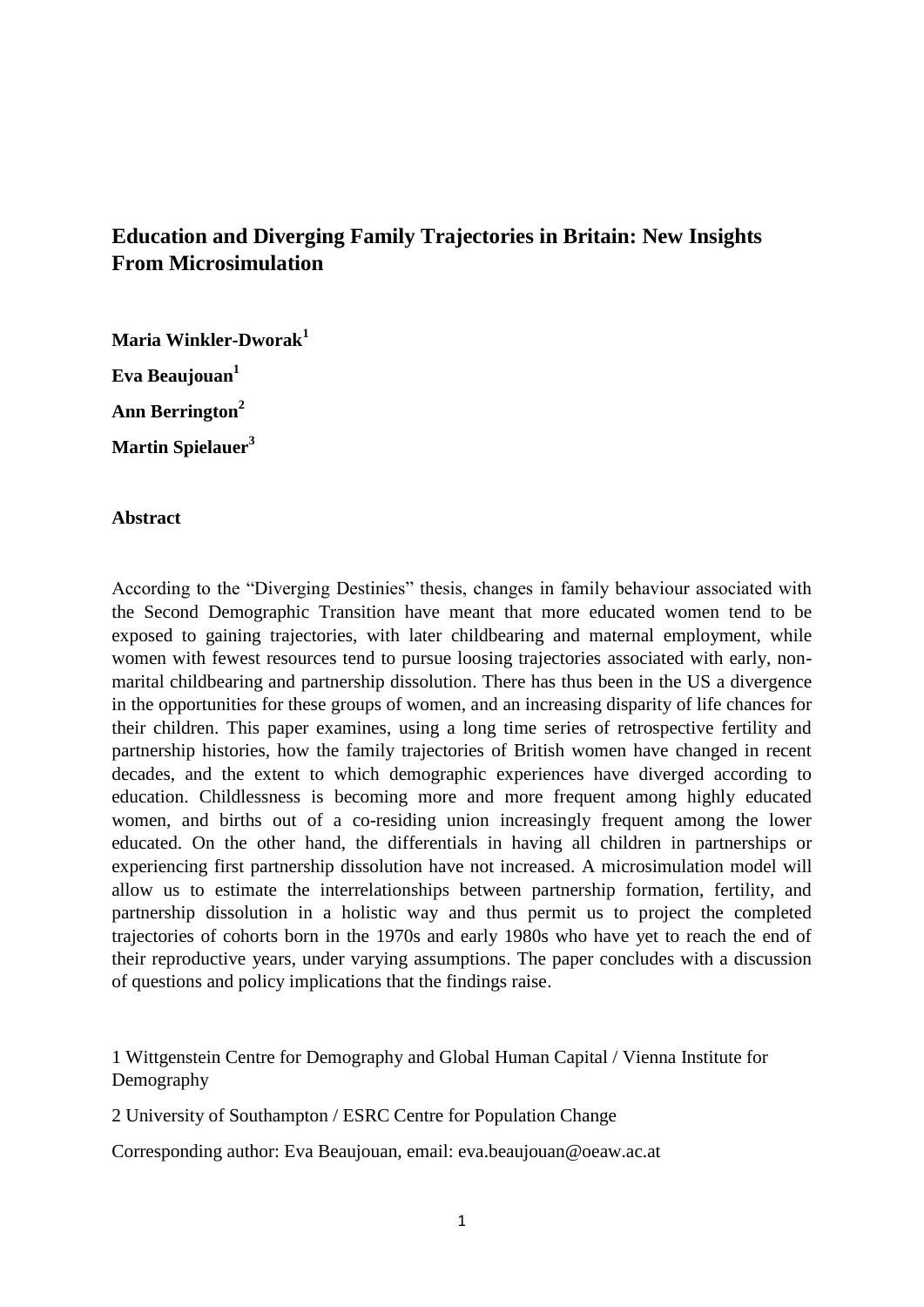# Education and Diverging Family Trajectories in Britain: New Insights From Microsimulation

**Maria Winkler-Dworak[1]**

**Eva Beaujouan[1]**

**Ann Berrington[2]**

**Martin Spielauer[3]**

**Abstract**

According to the "Diverging Destinies" thesis, changes in family behaviour associated with the Second Demographic Transition have meant that more educated women tend to be exposed to gaining trajectories, with later childbearing and maternal employment, while women with fewest resources tend to pursue loosing trajectories associated with early, non-marital childbearing and partnership dissolution. There has thus been in the US a divergence in the opportunities for these groups of women, and an increasing disparity of life chances for their children. This paper examines, using a long time series of retrospective fertility and partnership histories, how the family trajectories of British women have changed in recent decades, and the extent to which demographic experiences have diverged according to education. Childlessness is becoming more and more frequent among highly educated women, and births out of a co-residing union increasingly frequent among the lower educated. On the other hand, the differentials in having all children in partnerships or experiencing first partnership dissolution have not increased. A microsimulation model will allow us to estimate the interrelationships between partnership formation, fertility, and partnership dissolution in a holistic way and thus permit us to project the completed trajectories of cohorts born in the 1970s and early 1980s who have yet to reach the end of their reproductive years, under varying assumptions. The paper concludes with a discussion of questions and policy implications that the findings raise.

1 Wittgenstein Centre for Demography and Global Human Capital / Vienna Institute for Demography

2 University of Southampton / ESRC Centre for Population Change

Corresponding author: Eva Beaujouan, email: eva.beaujouan@oeaw.ac.at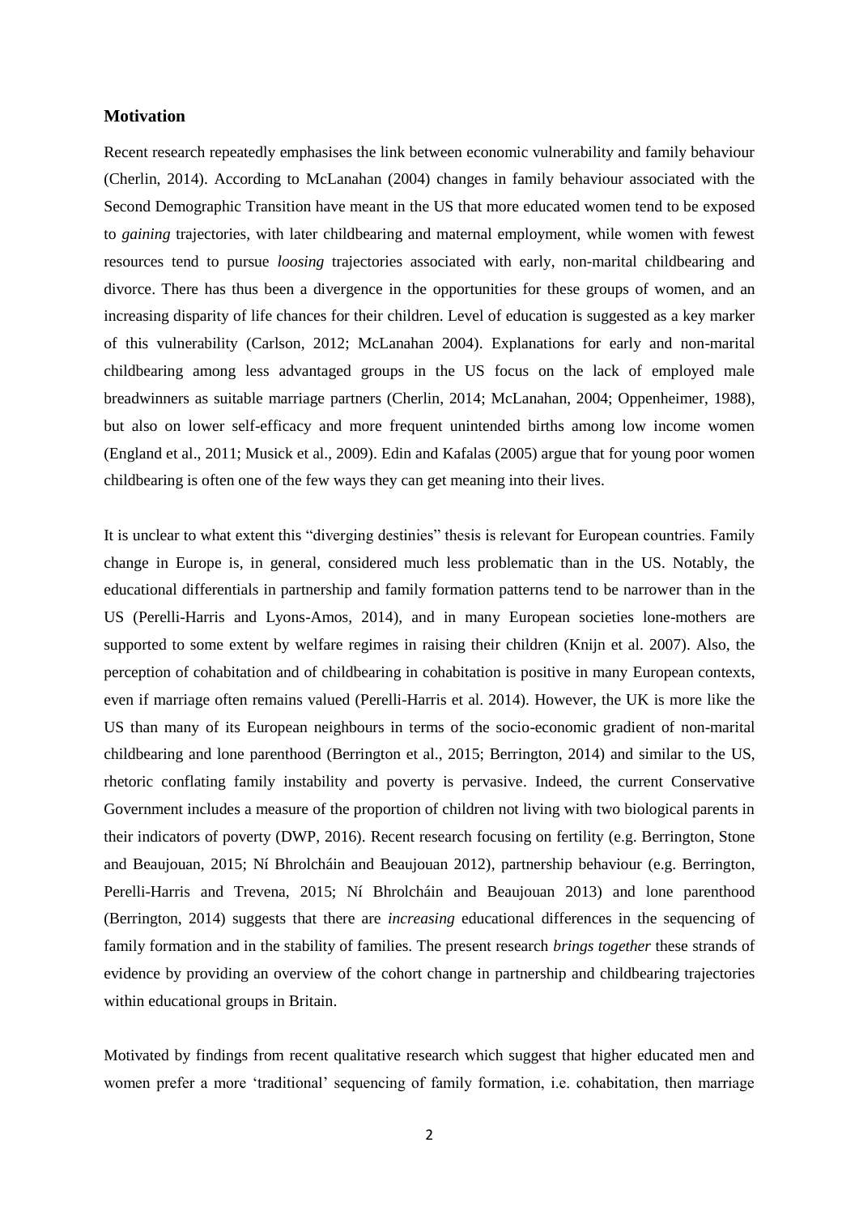## Motivation

Recent research repeatedly emphasises the link between economic vulnerability and family behaviour (Cherlin, 2014). According to McLanahan (2004) changes in family behaviour associated with the Second Demographic Transition have meant in the US that more educated women tend to be exposed to *gaining* trajectories, with later childbearing and maternal employment, while women with fewest resources tend to pursue *loosing* trajectories associated with early, non-marital childbearing and divorce. There has thus been a divergence in the opportunities for these groups of women, and an increasing disparity of life chances for their children. Level of education is suggested as a key marker of this vulnerability (Carlson, 2012; McLanahan 2004). Explanations for early and non-marital childbearing among less advantaged groups in the US focus on the lack of employed male breadwinners as suitable marriage partners (Cherlin, 2014; McLanahan, 2004; Oppenheimer, 1988), but also on lower self-efficacy and more frequent unintended births among low income women (England et al., 2011; Musick et al., 2009). Edin and Kafalas (2005) argue that for young poor women childbearing is often one of the few ways they can get meaning into their lives.

It is unclear to what extent this "diverging destinies" thesis is relevant for European countries. Family change in Europe is, in general, considered much less problematic than in the US. Notably, the educational differentials in partnership and family formation patterns tend to be narrower than in the US (Perelli-Harris and Lyons-Amos, 2014), and in many European societies lone-mothers are supported to some extent by welfare regimes in raising their children (Knijn et al. 2007). Also, the perception of cohabitation and of childbearing in cohabitation is positive in many European contexts, even if marriage often remains valued (Perelli-Harris et al. 2014). However, the UK is more like the US than many of its European neighbours in terms of the socio-economic gradient of non-marital childbearing and lone parenthood (Berrington et al., 2015; Berrington, 2014) and similar to the US, rhetoric conflating family instability and poverty is pervasive. Indeed, the current Conservative Government includes a measure of the proportion of children not living with two biological parents in their indicators of poverty (DWP, 2016). Recent research focusing on fertility (e.g. Berrington, Stone and Beaujouan, 2015; Ní Bhrolcháin and Beaujouan 2012), partnership behaviour (e.g. Berrington, Perelli-Harris and Trevena, 2015; Ní Bhrolcháin and Beaujouan 2013) and lone parenthood (Berrington, 2014) suggests that there are *increasing* educational differences in the sequencing of family formation and in the stability of families. The present research *brings together* these strands of evidence by providing an overview of the cohort change in partnership and childbearing trajectories within educational groups in Britain.

Motivated by findings from recent qualitative research which suggest that higher educated men and women prefer a more 'traditional' sequencing of family formation, i.e. cohabitation, then marriage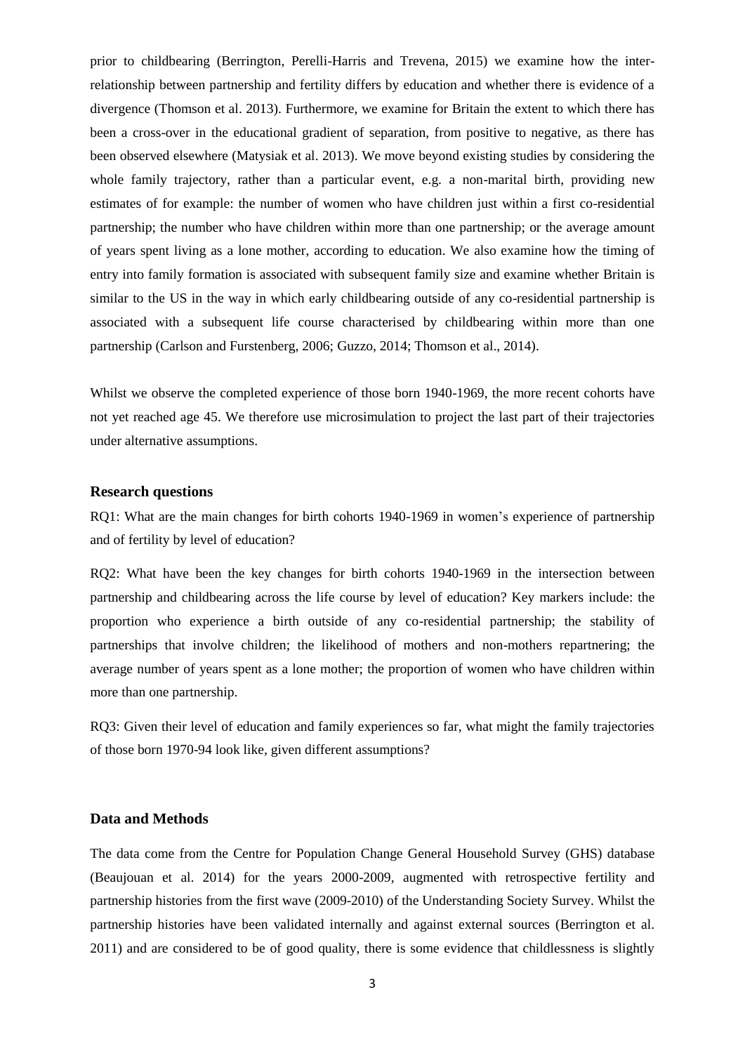prior to childbearing (Berrington, Perelli-Harris and Trevena, 2015) we examine how the inter-relationship between partnership and fertility differs by education and whether there is evidence of a divergence (Thomson et al. 2013). Furthermore, we examine for Britain the extent to which there has been a cross-over in the educational gradient of separation, from positive to negative, as there has been observed elsewhere (Matysiak et al. 2013). We move beyond existing studies by considering the whole family trajectory, rather than a particular event, e.g. a non-marital birth, providing new estimates of for example: the number of women who have children just within a first co-residential partnership; the number who have children within more than one partnership; or the average amount of years spent living as a lone mother, according to education. We also examine how the timing of entry into family formation is associated with subsequent family size and examine whether Britain is similar to the US in the way in which early childbearing outside of any co-residential partnership is associated with a subsequent life course characterised by childbearing within more than one partnership (Carlson and Furstenberg, 2006; Guzzo, 2014; Thomson et al., 2014).

Whilst we observe the completed experience of those born 1940-1969, the more recent cohorts have not yet reached age 45. We therefore use microsimulation to project the last part of their trajectories under alternative assumptions.

### Research questions

RQ1: What are the main changes for birth cohorts 1940-1969 in women's experience of partnership and of fertility by level of education?

RQ2: What have been the key changes for birth cohorts 1940-1969 in the intersection between partnership and childbearing across the life course by level of education? Key markers include: the proportion who experience a birth outside of any co-residential partnership; the stability of partnerships that involve children; the likelihood of mothers and non-mothers repartnering; the average number of years spent as a lone mother; the proportion of women who have children within more than one partnership.

RQ3: Given their level of education and family experiences so far, what might the family trajectories of those born 1970-94 look like, given different assumptions?

### Data and Methods

The data come from the Centre for Population Change General Household Survey (GHS) database (Beaujouan et al. 2014) for the years 2000-2009, augmented with retrospective fertility and partnership histories from the first wave (2009-2010) of the Understanding Society Survey. Whilst the partnership histories have been validated internally and against external sources (Berrington et al. 2011) and are considered to be of good quality, there is some evidence that childlessness is slightly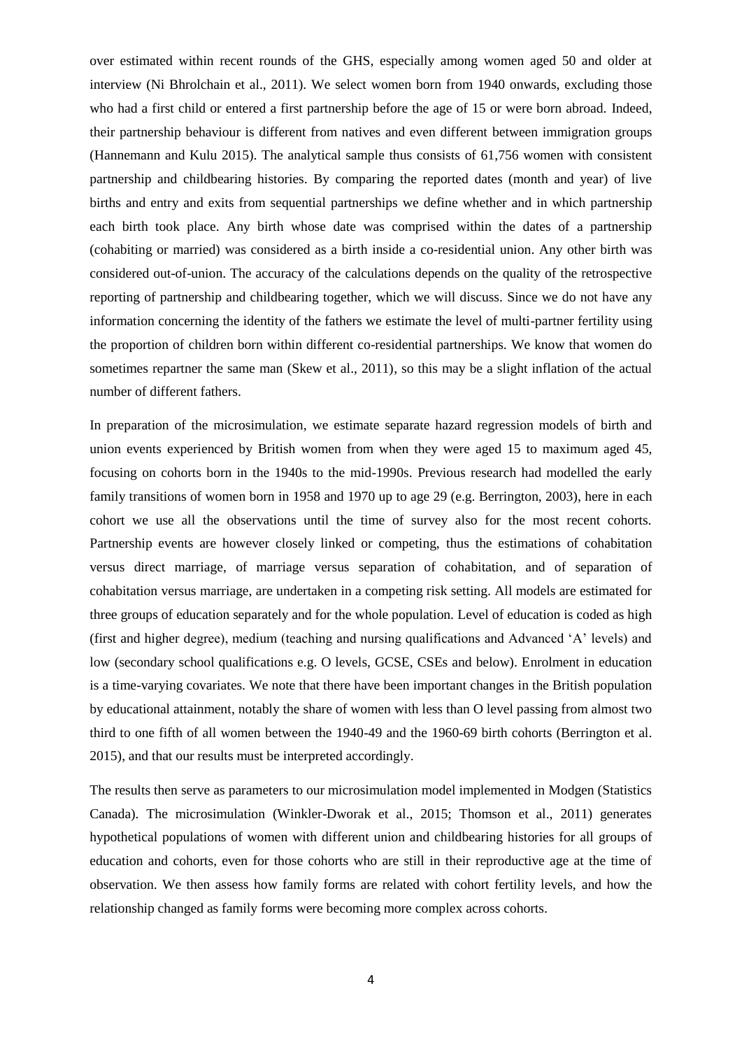over estimated within recent rounds of the GHS, especially among women aged 50 and older at interview (Ni Bhrolchain et al., 2011). We select women born from 1940 onwards, excluding those who had a first child or entered a first partnership before the age of 15 or were born abroad. Indeed, their partnership behaviour is different from natives and even different between immigration groups (Hannemann and Kulu 2015). The analytical sample thus consists of 61,756 women with consistent partnership and childbearing histories. By comparing the reported dates (month and year) of live births and entry and exits from sequential partnerships we define whether and in which partnership each birth took place. Any birth whose date was comprised within the dates of a partnership (cohabiting or married) was considered as a birth inside a co-residential union. Any other birth was considered out-of-union. The accuracy of the calculations depends on the quality of the retrospective reporting of partnership and childbearing together, which we will discuss. Since we do not have any information concerning the identity of the fathers we estimate the level of multi-partner fertility using the proportion of children born within different co-residential partnerships. We know that women do sometimes repartner the same man (Skew et al., 2011), so this may be a slight inflation of the actual number of different fathers.

In preparation of the microsimulation, we estimate separate hazard regression models of birth and union events experienced by British women from when they were aged 15 to maximum aged 45, focusing on cohorts born in the 1940s to the mid-1990s. Previous research had modelled the early family transitions of women born in 1958 and 1970 up to age 29 (e.g. Berrington, 2003), here in each cohort we use all the observations until the time of survey also for the most recent cohorts. Partnership events are however closely linked or competing, thus the estimations of cohabitation versus direct marriage, of marriage versus separation of cohabitation, and of separation of cohabitation versus marriage, are undertaken in a competing risk setting. All models are estimated for three groups of education separately and for the whole population. Level of education is coded as high (first and higher degree), medium (teaching and nursing qualifications and Advanced 'A' levels) and low (secondary school qualifications e.g. O levels, GCSE, CSEs and below). Enrolment in education is a time-varying covariates. We note that there have been important changes in the British population by educational attainment, notably the share of women with less than O level passing from almost two third to one fifth of all women between the 1940-49 and the 1960-69 birth cohorts (Berrington et al. 2015), and that our results must be interpreted accordingly.

The results then serve as parameters to our microsimulation model implemented in Modgen (Statistics Canada). The microsimulation (Winkler-Dworak et al., 2015; Thomson et al., 2011) generates hypothetical populations of women with different union and childbearing histories for all groups of education and cohorts, even for those cohorts who are still in their reproductive age at the time of observation. We then assess how family forms are related with cohort fertility levels, and how the relationship changed as family forms were becoming more complex across cohorts.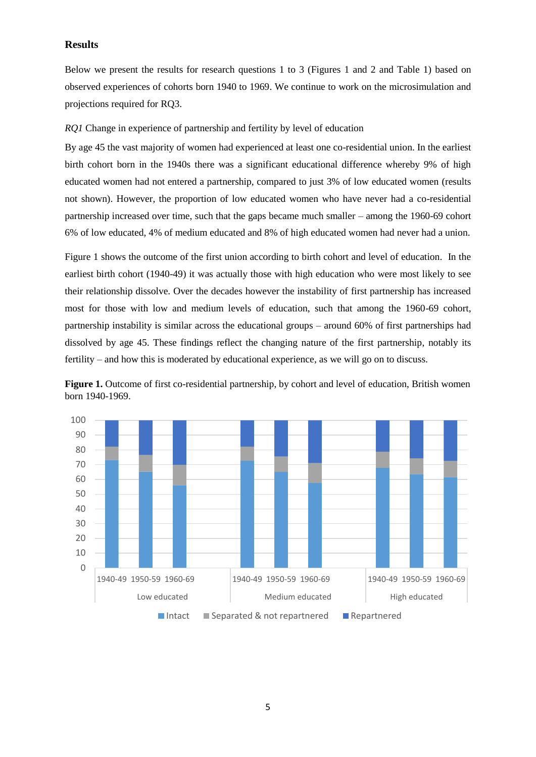## Results

Below we present the results for research questions 1 to 3 (Figures 1 and 2 and Table 1) based on observed experiences of cohorts born 1940 to 1969. We continue to work on the microsimulation and projections required for RQ3.

*RQ1* Change in experience of partnership and fertility by level of education

By age 45 the vast majority of women had experienced at least one co-residential union. In the earliest birth cohort born in the 1940s there was a significant educational difference whereby 9% of high educated women had not entered a partnership, compared to just 3% of low educated women (results not shown). However, the proportion of low educated women who have never had a co-residential partnership increased over time, such that the gaps became much smaller – among the 1960-69 cohort 6% of low educated, 4% of medium educated and 8% of high educated women had never had a union.

Figure 1 shows the outcome of the first union according to birth cohort and level of education. In the earliest birth cohort (1940-49) it was actually those with high education who were most likely to see their relationship dissolve. Over the decades however the instability of first partnership has increased most for those with low and medium levels of education, such that among the 1960-69 cohort, partnership instability is similar across the educational groups – around 60% of first partnerships had dissolved by age 45. These findings reflect the changing nature of the first partnership, notably its fertility – and how this is moderated by educational experience, as we will go on to discuss.

**Figure 1.** Outcome of first co-residential partnership, by cohort and level of education, British women born 1940-1969.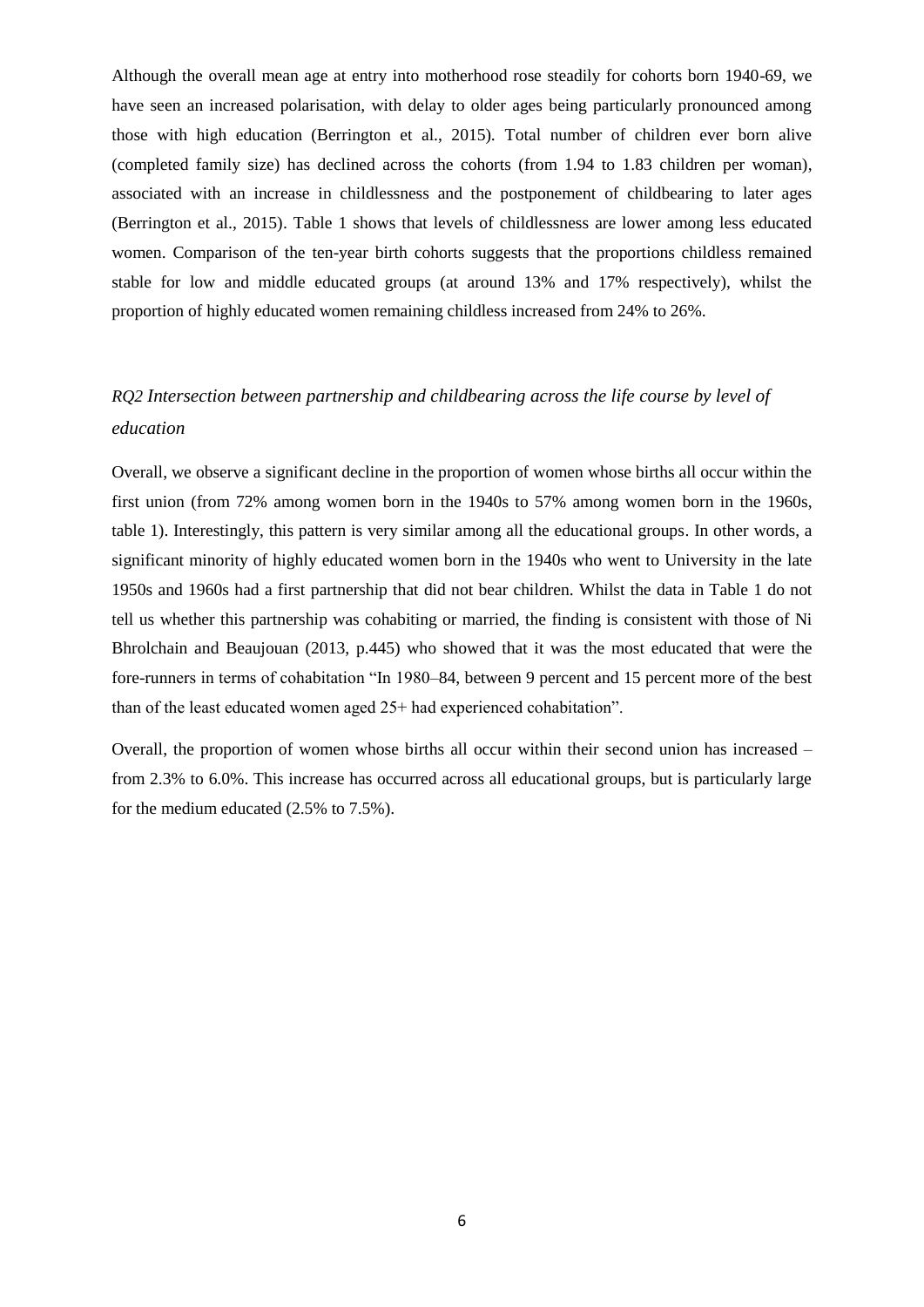Although the overall mean age at entry into motherhood rose steadily for cohorts born 1940-69, we have seen an increased polarisation, with delay to older ages being particularly pronounced among those with high education (Berrington et al., 2015). Total number of children ever born alive (completed family size) has declined across the cohorts (from 1.94 to 1.83 children per woman), associated with an increase in childlessness and the postponement of childbearing to later ages (Berrington et al., 2015). Table 1 shows that levels of childlessness are lower among less educated women. Comparison of the ten-year birth cohorts suggests that the proportions childless remained stable for low and middle educated groups (at around 13% and 17% respectively), whilst the proportion of highly educated women remaining childless increased from 24% to 26%.

### *RQ2 Intersection between partnership and childbearing across the life course by level of education*

Overall, we observe a significant decline in the proportion of women whose births all occur within the first union (from 72% among women born in the 1940s to 57% among women born in the 1960s, table 1). Interestingly, this pattern is very similar among all the educational groups. In other words, a significant minority of highly educated women born in the 1940s who went to University in the late 1950s and 1960s had a first partnership that did not bear children. Whilst the data in Table 1 do not tell us whether this partnership was cohabiting or married, the finding is consistent with those of Ni Bhrolchain and Beaujouan (2013, p.445) who showed that it was the most educated that were the fore-runners in terms of cohabitation "In 1980–84, between 9 percent and 15 percent more of the best than of the least educated women aged 25+ had experienced cohabitation".

Overall, the proportion of women whose births all occur within their second union has increased – from 2.3% to 6.0%. This increase has occurred across all educational groups, but is particularly large for the medium educated (2.5% to 7.5%).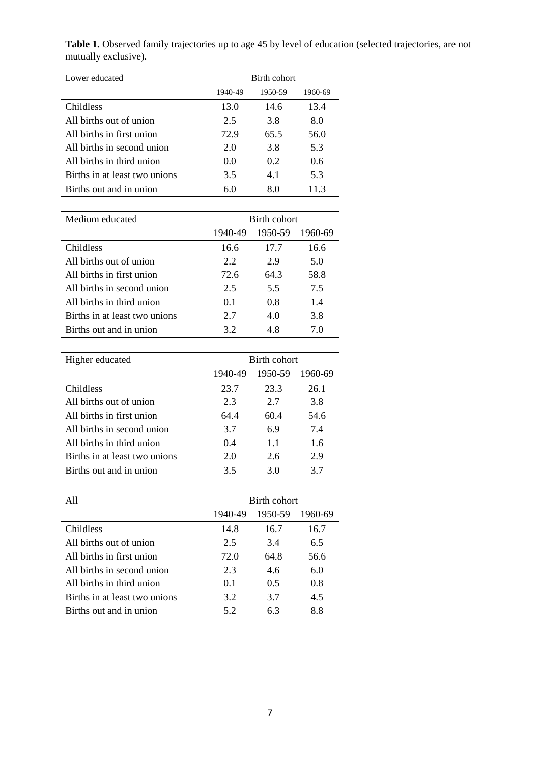**Table 1.** Observed family trajectories up to age 45 by level of education (selected trajectories, are not mutually exclusive).

| Lower educated | Birth cohort | | |
|---|---|---|---|
| | 1940-49 | 1950-59 | 1960-69 |
| Childless | 13.0 | 14.6 | 13.4 |
| All births out of union | 2.5 | 3.8 | 8.0 |
| All births in first union | 72.9 | 65.5 | 56.0 |
| All births in second union | 2.0 | 3.8 | 5.3 |
| All births in third union | 0.0 | 0.2 | 0.6 |
| Births in at least two unions | 3.5 | 4.1 | 5.3 |
| Births out and in union | 6.0 | 8.0 | 11.3 |

| Medium educated | Birth cohort | | |
|---|---|---|---|
| | 1940-49 | 1950-59 | 1960-69 |
| Childless | 16.6 | 17.7 | 16.6 |
| All births out of union | 2.2 | 2.9 | 5.0 |
| All births in first union | 72.6 | 64.3 | 58.8 |
| All births in second union | 2.5 | 5.5 | 7.5 |
| All births in third union | 0.1 | 0.8 | 1.4 |
| Births in at least two unions | 2.7 | 4.0 | 3.8 |
| Births out and in union | 3.2 | 4.8 | 7.0 |

| Higher educated | Birth cohort | | |
|---|---|---|---|
| | 1940-49 | 1950-59 | 1960-69 |
| Childless | 23.7 | 23.3 | 26.1 |
| All births out of union | 2.3 | 2.7 | 3.8 |
| All births in first union | 64.4 | 60.4 | 54.6 |
| All births in second union | 3.7 | 6.9 | 7.4 |
| All births in third union | 0.4 | 1.1 | 1.6 |
| Births in at least two unions | 2.0 | 2.6 | 2.9 |
| Births out and in union | 3.5 | 3.0 | 3.7 |

| All | Birth cohort | | |
|---|---|---|---|
| | 1940-49 | 1950-59 | 1960-69 |
| Childless | 14.8 | 16.7 | 16.7 |
| All births out of union | 2.5 | 3.4 | 6.5 |
| All births in first union | 72.0 | 64.8 | 56.6 |
| All births in second union | 2.3 | 4.6 | 6.0 |
| All births in third union | 0.1 | 0.5 | 0.8 |
| Births in at least two unions | 3.2 | 3.7 | 4.5 |
| Births out and in union | 5.2 | 6.3 | 8.8 |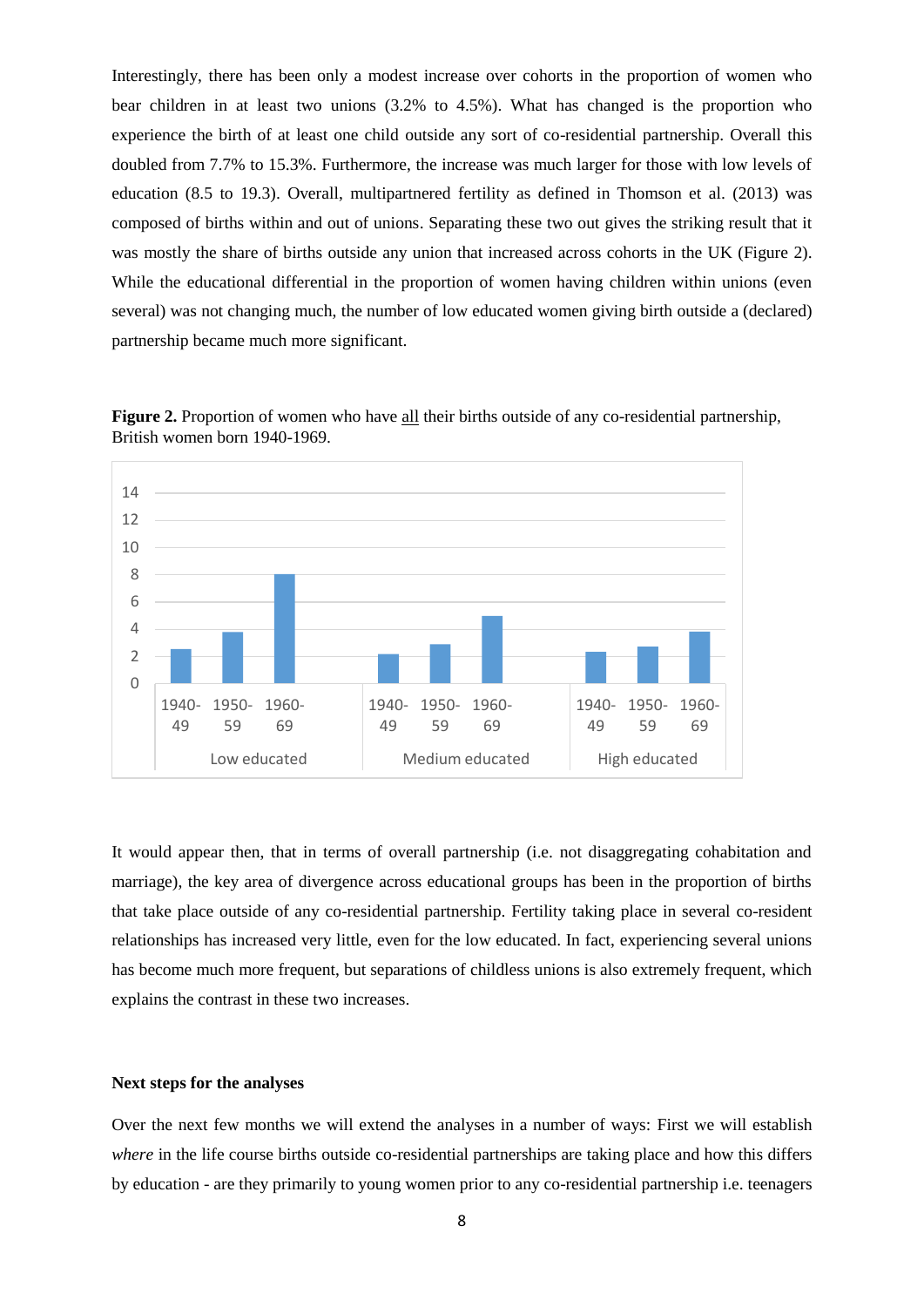Interestingly, there has been only a modest increase over cohorts in the proportion of women who bear children in at least two unions (3.2% to 4.5%). What has changed is the proportion who experience the birth of at least one child outside any sort of co-residential partnership. Overall this doubled from 7.7% to 15.3%. Furthermore, the increase was much larger for those with low levels of education (8.5 to 19.3). Overall, multipartnered fertility as defined in Thomson et al. (2013) was composed of births within and out of unions. Separating these two out gives the striking result that it was mostly the share of births outside any union that increased across cohorts in the UK (Figure 2). While the educational differential in the proportion of women having children within unions (even several) was not changing much, the number of low educated women giving birth outside a (declared) partnership became much more significant.

**Figure 2.** Proportion of women who have all their births outside of any co-residential partnership, British women born 1940-1969.

It would appear then, that in terms of overall partnership (i.e. not disaggregating cohabitation and marriage), the key area of divergence across educational groups has been in the proportion of births that take place outside of any co-residential partnership. Fertility taking place in several co-resident relationships has increased very little, even for the low educated. In fact, experiencing several unions has become much more frequent, but separations of childless unions is also extremely frequent, which explains the contrast in these two increases.

**Next steps for the analyses**

Over the next few months we will extend the analyses in a number of ways: First we will establish *where* in the life course births outside co-residential partnerships are taking place and how this differs by education - are they primarily to young women prior to any co-residential partnership i.e. teenagers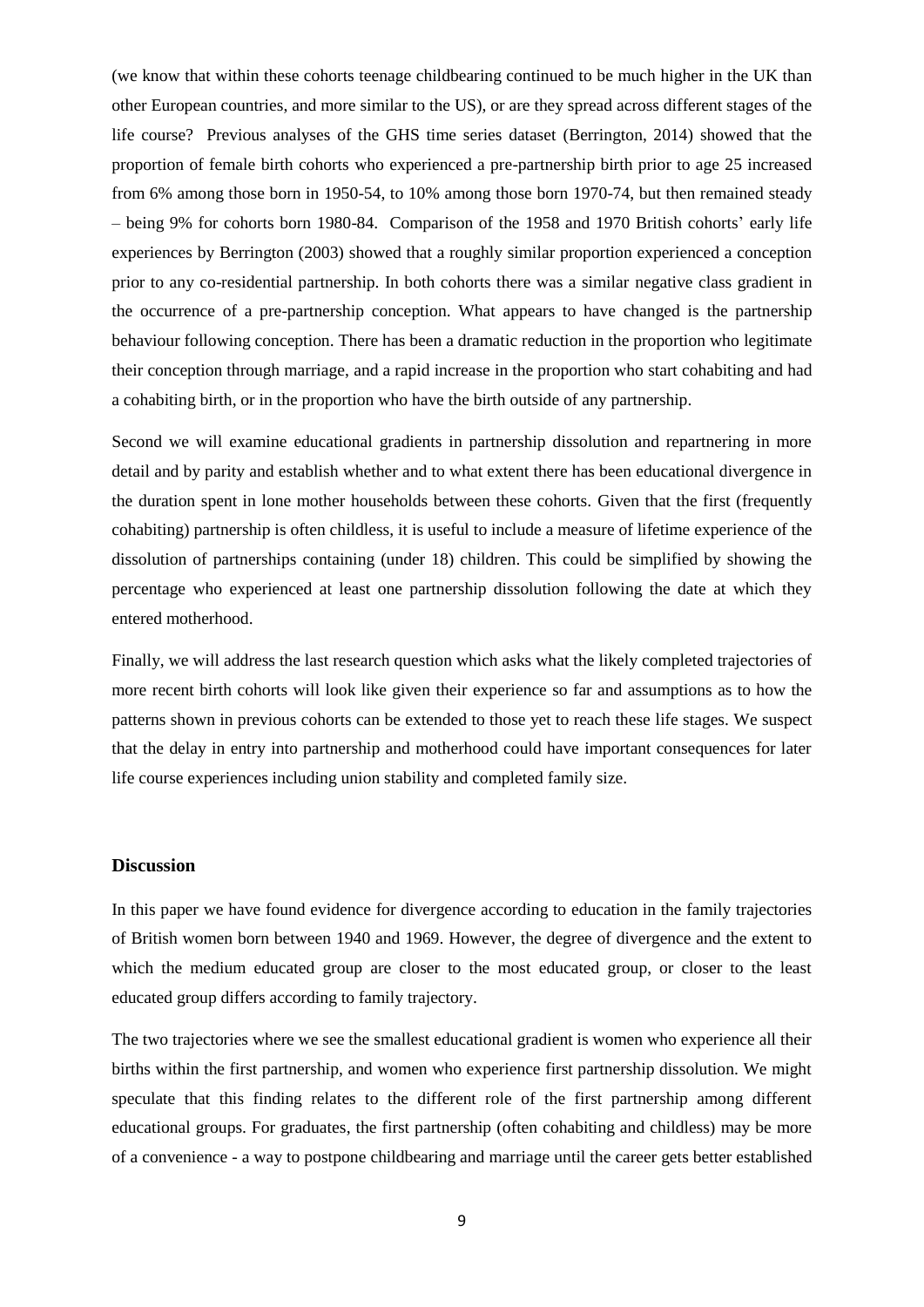(we know that within these cohorts teenage childbearing continued to be much higher in the UK than other European countries, and more similar to the US), or are they spread across different stages of the life course? Previous analyses of the GHS time series dataset (Berrington, 2014) showed that the proportion of female birth cohorts who experienced a pre-partnership birth prior to age 25 increased from 6% among those born in 1950-54, to 10% among those born 1970-74, but then remained steady – being 9% for cohorts born 1980-84. Comparison of the 1958 and 1970 British cohorts' early life experiences by Berrington (2003) showed that a roughly similar proportion experienced a conception prior to any co-residential partnership. In both cohorts there was a similar negative class gradient in the occurrence of a pre-partnership conception. What appears to have changed is the partnership behaviour following conception. There has been a dramatic reduction in the proportion who legitimate their conception through marriage, and a rapid increase in the proportion who start cohabiting and had a cohabiting birth, or in the proportion who have the birth outside of any partnership.

Second we will examine educational gradients in partnership dissolution and repartnering in more detail and by parity and establish whether and to what extent there has been educational divergence in the duration spent in lone mother households between these cohorts. Given that the first (frequently cohabiting) partnership is often childless, it is useful to include a measure of lifetime experience of the dissolution of partnerships containing (under 18) children. This could be simplified by showing the percentage who experienced at least one partnership dissolution following the date at which they entered motherhood.

Finally, we will address the last research question which asks what the likely completed trajectories of more recent birth cohorts will look like given their experience so far and assumptions as to how the patterns shown in previous cohorts can be extended to those yet to reach these life stages. We suspect that the delay in entry into partnership and motherhood could have important consequences for later life course experiences including union stability and completed family size.

## Discussion

In this paper we have found evidence for divergence according to education in the family trajectories of British women born between 1940 and 1969. However, the degree of divergence and the extent to which the medium educated group are closer to the most educated group, or closer to the least educated group differs according to family trajectory.

The two trajectories where we see the smallest educational gradient is women who experience all their births within the first partnership, and women who experience first partnership dissolution. We might speculate that this finding relates to the different role of the first partnership among different educational groups. For graduates, the first partnership (often cohabiting and childless) may be more of a convenience - a way to postpone childbearing and marriage until the career gets better established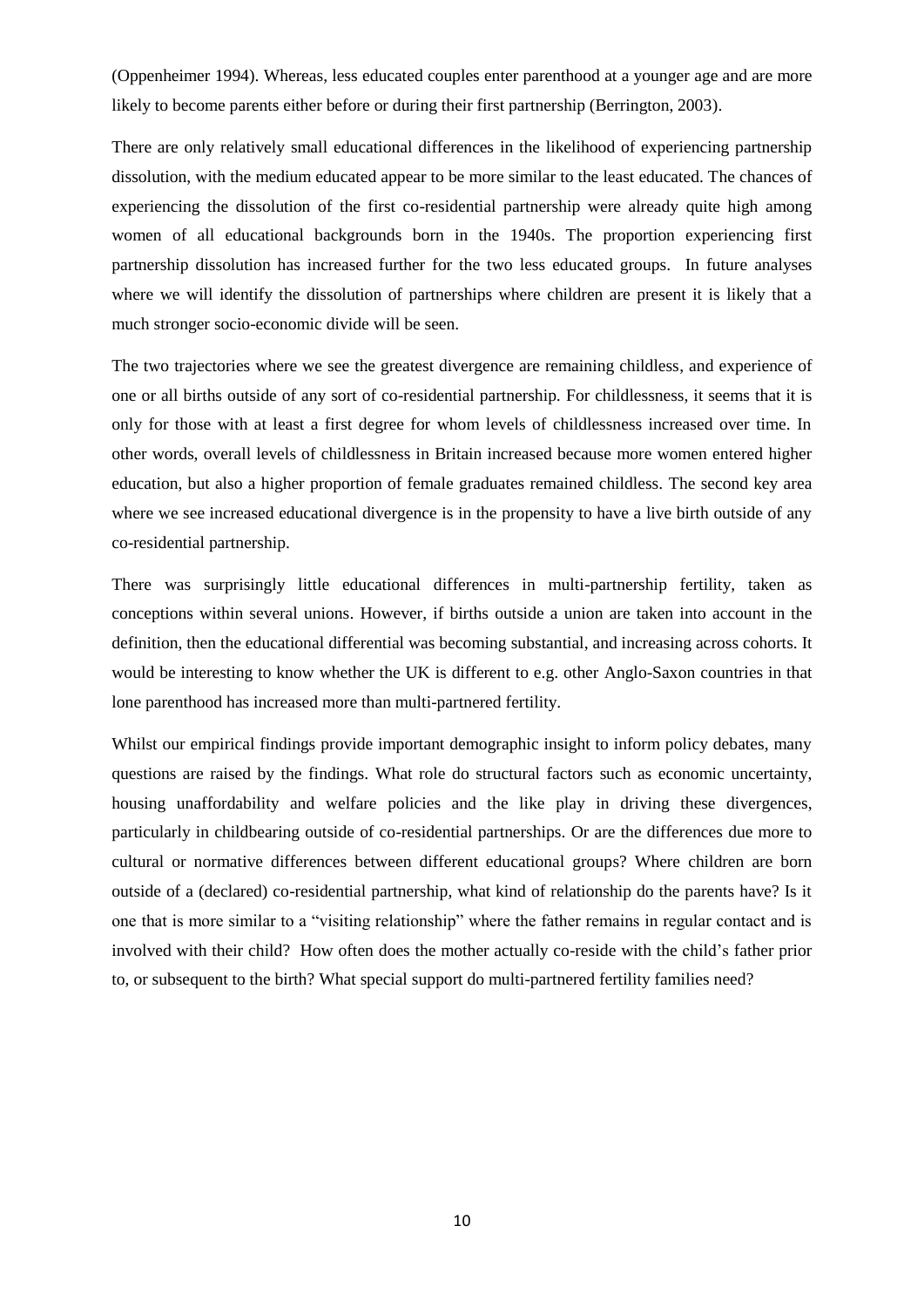(Oppenheimer 1994). Whereas, less educated couples enter parenthood at a younger age and are more likely to become parents either before or during their first partnership (Berrington, 2003).

There are only relatively small educational differences in the likelihood of experiencing partnership dissolution, with the medium educated appear to be more similar to the least educated. The chances of experiencing the dissolution of the first co-residential partnership were already quite high among women of all educational backgrounds born in the 1940s. The proportion experiencing first partnership dissolution has increased further for the two less educated groups. In future analyses where we will identify the dissolution of partnerships where children are present it is likely that a much stronger socio-economic divide will be seen.

The two trajectories where we see the greatest divergence are remaining childless, and experience of one or all births outside of any sort of co-residential partnership. For childlessness, it seems that it is only for those with at least a first degree for whom levels of childlessness increased over time. In other words, overall levels of childlessness in Britain increased because more women entered higher education, but also a higher proportion of female graduates remained childless. The second key area where we see increased educational divergence is in the propensity to have a live birth outside of any co-residential partnership.

There was surprisingly little educational differences in multi-partnership fertility, taken as conceptions within several unions. However, if births outside a union are taken into account in the definition, then the educational differential was becoming substantial, and increasing across cohorts. It would be interesting to know whether the UK is different to e.g. other Anglo-Saxon countries in that lone parenthood has increased more than multi-partnered fertility.

Whilst our empirical findings provide important demographic insight to inform policy debates, many questions are raised by the findings. What role do structural factors such as economic uncertainty, housing unaffordability and welfare policies and the like play in driving these divergences, particularly in childbearing outside of co-residential partnerships. Or are the differences due more to cultural or normative differences between different educational groups? Where children are born outside of a (declared) co-residential partnership, what kind of relationship do the parents have? Is it one that is more similar to a "visiting relationship" where the father remains in regular contact and is involved with their child? How often does the mother actually co-reside with the child's father prior to, or subsequent to the birth? What special support do multi-partnered fertility families need?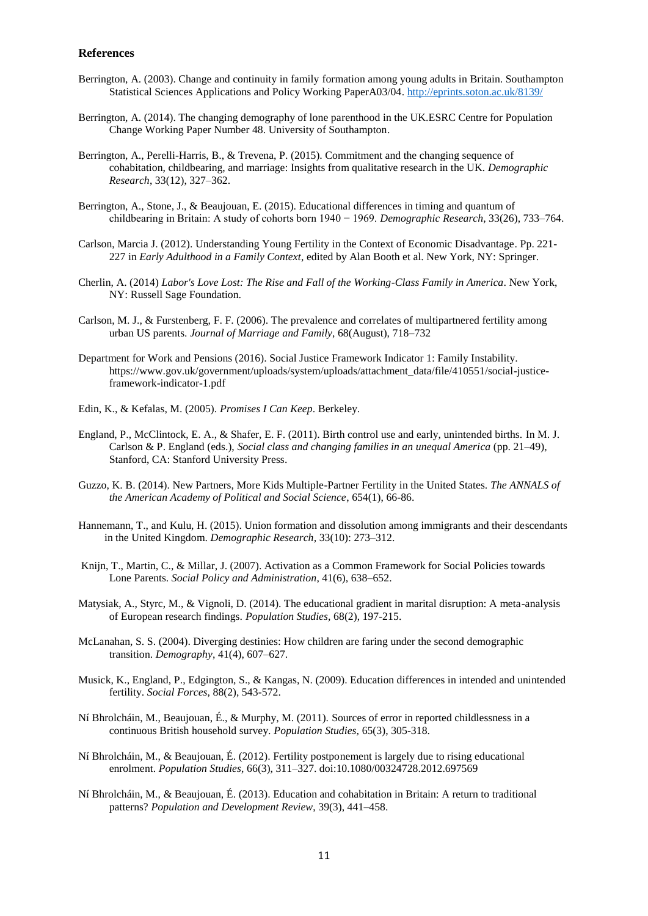**References**

Berrington, A. (2003). Change and continuity in family formation among young adults in Britain. Southampton Statistical Sciences Applications and Policy Working PaperA03/04. http://eprints.soton.ac.uk/8139/

Berrington, A. (2014). The changing demography of lone parenthood in the UK.ESRC Centre for Population Change Working Paper Number 48. University of Southampton.

Berrington, A., Perelli-Harris, B., & Trevena, P. (2015). Commitment and the changing sequence of cohabitation, childbearing, and marriage: Insights from qualitative research in the UK. *Demographic Research*, 33(12), 327–362.

Berrington, A., Stone, J., & Beaujouan, E. (2015). Educational differences in timing and quantum of childbearing in Britain: A study of cohorts born 1940 − 1969. *Demographic Research*, 33(26), 733–764.

Carlson, Marcia J. (2012). Understanding Young Fertility in the Context of Economic Disadvantage. Pp. 221-227 in *Early Adulthood in a Family Context*, edited by Alan Booth et al. New York, NY: Springer.

Cherlin, A. (2014) *Labor's Love Lost: The Rise and Fall of the Working-Class Family in America*. New York, NY: Russell Sage Foundation.

Carlson, M. J., & Furstenberg, F. F. (2006). The prevalence and correlates of multipartnered fertility among urban US parents. *Journal of Marriage and Family*, 68(August), 718–732

Department for Work and Pensions (2016). Social Justice Framework Indicator 1: Family Instability. https://www.gov.uk/government/uploads/system/uploads/attachment_data/file/410551/social-justice-framework-indicator-1.pdf

Edin, K., & Kefalas, M. (2005). *Promises I Can Keep*. Berkeley.

England, P., McClintock, E. A., & Shafer, E. F. (2011). Birth control use and early, unintended births. In M. J. Carlson & P. England (eds.), *Social class and changing families in an unequal America* (pp. 21–49), Stanford, CA: Stanford University Press.

Guzzo, K. B. (2014). New Partners, More Kids Multiple-Partner Fertility in the United States. *The ANNALS of the American Academy of Political and Social Science*, 654(1), 66-86.

Hannemann, T., and Kulu, H. (2015). Union formation and dissolution among immigrants and their descendants in the United Kingdom. *Demographic Research,* 33(10): 273–312.

Knijn, T., Martin, C., & Millar, J. (2007). Activation as a Common Framework for Social Policies towards Lone Parents. *Social Policy and Administration*, 41(6), 638–652.

Matysiak, A., Styrc, M., & Vignoli, D. (2014). The educational gradient in marital disruption: A meta-analysis of European research findings. *Population Studies,* 68(2), 197-215.

McLanahan, S. S. (2004). Diverging destinies: How children are faring under the second demographic transition. *Demography*, 41(4), 607–627.

Musick, K., England, P., Edgington, S., & Kangas, N. (2009). Education differences in intended and unintended fertility. *Social Forces,* 88(2), 543-572.

Ní Bhrolcháin, M., Beaujouan, É., & Murphy, M. (2011). Sources of error in reported childlessness in a continuous British household survey. *Population Studies,* 65(3), 305-318.

Ní Bhrolcháin, M., & Beaujouan, É. (2012). Fertility postponement is largely due to rising educational enrolment. *Population Studies*, 66(3), 311–327. doi:10.1080/00324728.2012.697569

Ní Bhrolcháin, M., & Beaujouan, É. (2013). Education and cohabitation in Britain: A return to traditional patterns? *Population and Development Review*, 39(3), 441–458.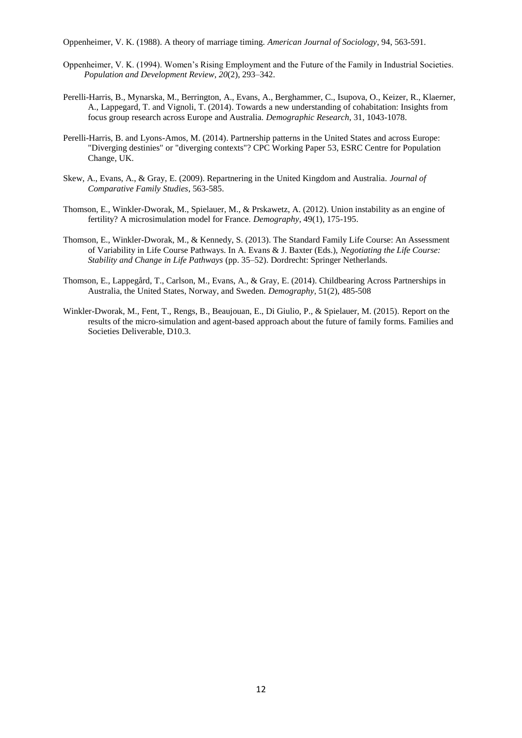Oppenheimer, V. K. (1988). A theory of marriage timing. *American Journal of Sociology*, 94, 563-591.

Oppenheimer, V. K. (1994). Women's Rising Employment and the Future of the Family in Industrial Societies. *Population and Development Review*, *20*(2), 293–342.

Perelli-Harris, B., Mynarska, M., Berrington, A., Evans, A., Berghammer, C., Isupova, O., Keizer, R., Klaerner, A., Lappegard, T. and Vignoli, T. (2014). Towards a new understanding of cohabitation: Insights from focus group research across Europe and Australia. *Demographic Research*, 31, 1043-1078.

Perelli-Harris, B. and Lyons-Amos, M. (2014). Partnership patterns in the United States and across Europe: "Diverging destinies" or "diverging contexts"? CPC Working Paper 53, ESRC Centre for Population Change, UK.

Skew, A., Evans, A., & Gray, E. (2009). Repartnering in the United Kingdom and Australia. *Journal of Comparative Family Studies*, 563-585.

Thomson, E., Winkler-Dworak, M., Spielauer, M., & Prskawetz, A. (2012). Union instability as an engine of fertility? A microsimulation model for France. *Demography*, 49(1), 175-195.

Thomson, E., Winkler-Dworak, M., & Kennedy, S. (2013). The Standard Family Life Course: An Assessment of Variability in Life Course Pathways. In A. Evans & J. Baxter (Eds.), *Negotiating the Life Course: Stability and Change in Life Pathways* (pp. 35–52). Dordrecht: Springer Netherlands.

Thomson, E., Lappegård, T., Carlson, M., Evans, A., & Gray, E. (2014). Childbearing Across Partnerships in Australia, the United States, Norway, and Sweden. *Demography*, 51(2), 485-508

Winkler-Dworak, M., Fent, T., Rengs, B., Beaujouan, E., Di Giulio, P., & Spielauer, M. (2015). Report on the results of the micro-simulation and agent-based approach about the future of family forms. Families and Societies Deliverable, D10.3.